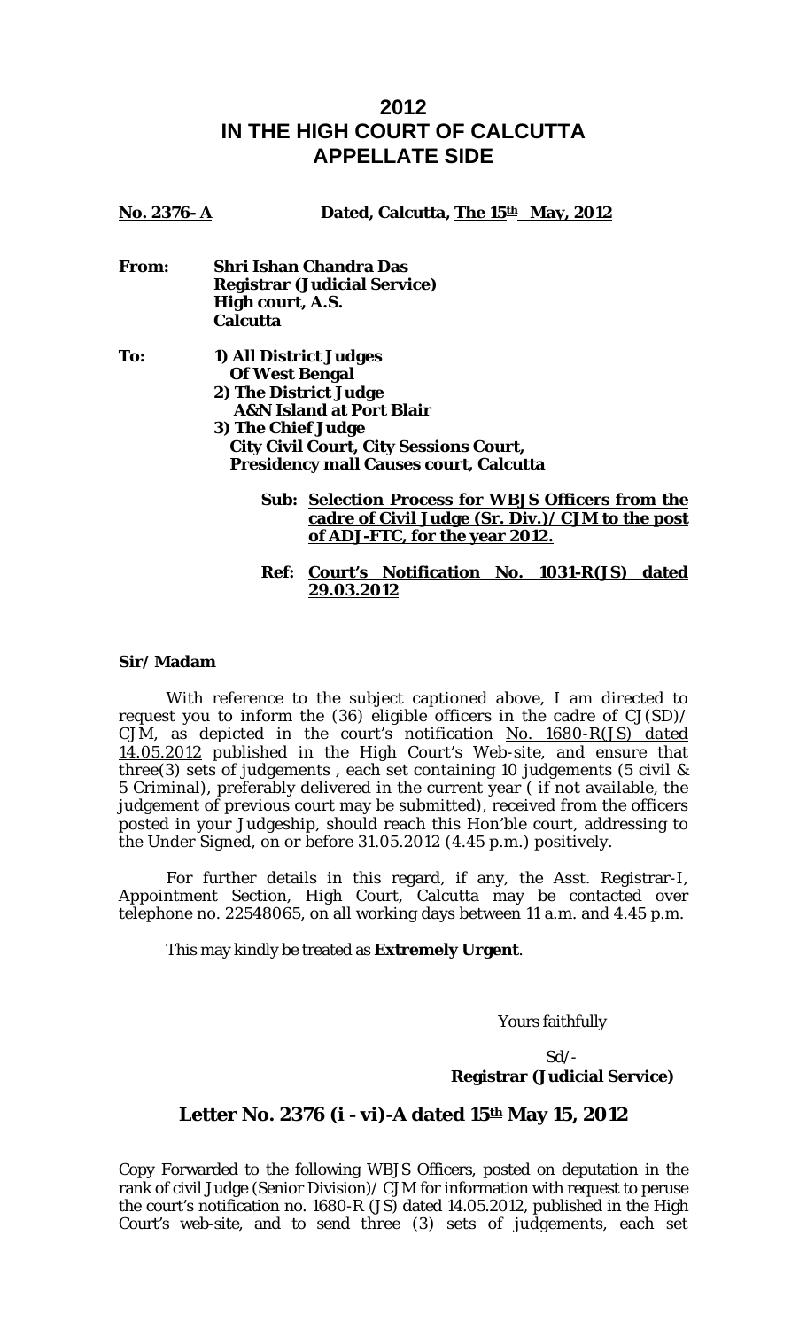# 2012
# IN THE HIGH COURT OF CALCUTTA
# APPELLATE SIDE

**No. 2376- A** **Dated, Calcutta, The 15th May, 2012**

**From:** **Shri Ishan Chandra Das**
**Registrar (Judicial Service)**
**High court, A.S.**
**Calcutta**

**To:** **1) All District Judges**
**Of West Bengal**
**2) The District Judge**
**A&N Island at Port Blair**
**3) The Chief Judge**
**City Civil Court, City Sessions Court,**
**Presidency mall Causes court, Calcutta**

**Sub: Selection Process for WBJS Officers from the cadre of Civil Judge (Sr. Div.)/CJM to the post of ADJ-FTC, for the year 2012.**

**Ref: Court's Notification No. 1031-R(JS) dated 29.03.2012**

**Sir/Madam**

With reference to the subject captioned above, I am directed to request you to inform the (36) eligible officers in the cadre of CJ(SD)/CJM, as depicted in the court's notification No. 1680-R(JS) dated 14.05.2012 published in the High Court's Web-site, and ensure that three(3) sets of judgements , each set containing 10 judgements (5 civil & 5 Criminal), preferably delivered in the current year ( if not available, the judgement of previous court may be submitted), received from the officers posted in your Judgeship, should reach this Hon'ble court, addressing to the Under Signed, on or before 31.05.2012 (4.45 p.m.) positively.

For further details in this regard, if any, the Asst. Registrar-I, Appointment Section, High Court, Calcutta may be contacted over telephone no. 22548065, on all working days between 11 a.m. and 4.45 p.m.

This may kindly be treated as **Extremely Urgent**.

Yours faithfully

Sd/-
**Registrar (Judicial Service)**

## Letter No. 2376 (i - vi)-A dated 15th May 15, 2012

Copy Forwarded to the following WBJS Officers, posted on deputation in the rank of civil Judge (Senior Division)/CJM for information with request to peruse the court's notification no. 1680-R (JS) dated 14.05.2012, published in the High Court's web-site, and to send three (3) sets of judgements, each set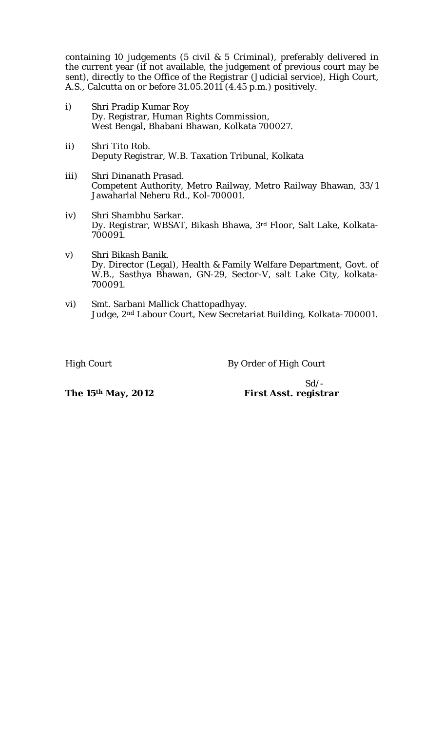containing 10 judgements (5 civil & 5 Criminal), preferably delivered in the current year (if not available, the judgement of previous court may be sent), directly to the Office of the Registrar (Judicial service), High Court, A.S., Calcutta on or before 31.05.2011 (4.45 p.m.) positively.

i) Shri Pradip Kumar Roy
Dy. Registrar, Human Rights Commission, West Bengal, Bhabani Bhawan, Kolkata 700027.

ii) Shri Tito Rob.
Deputy Registrar, W.B. Taxation Tribunal, Kolkata

iii) Shri Dinanath Prasad.
Competent Authority, Metro Railway, Metro Railway Bhawan, 33/1 Jawaharlal Neheru Rd., Kol-700001.

iv) Shri Shambhu Sarkar.
Dy. Registrar, WBSAT, Bikash Bhawa, 3rd Floor, Salt Lake, Kolkata-700091.

v) Shri Bikash Banik.
Dy. Director (Legal), Health & Family Welfare Department, Govt. of W.B., Sasthya Bhawan, GN-29, Sector-V, salt Lake City, kolkata-700091.

vi) Smt. Sarbani Mallick Chattopadhyay.
Judge, 2nd Labour Court, New Secretariat Building, Kolkata-700001.

High Court

By Order of High Court

Sd/-

**The 15th May, 2012**

**First Asst. registrar**